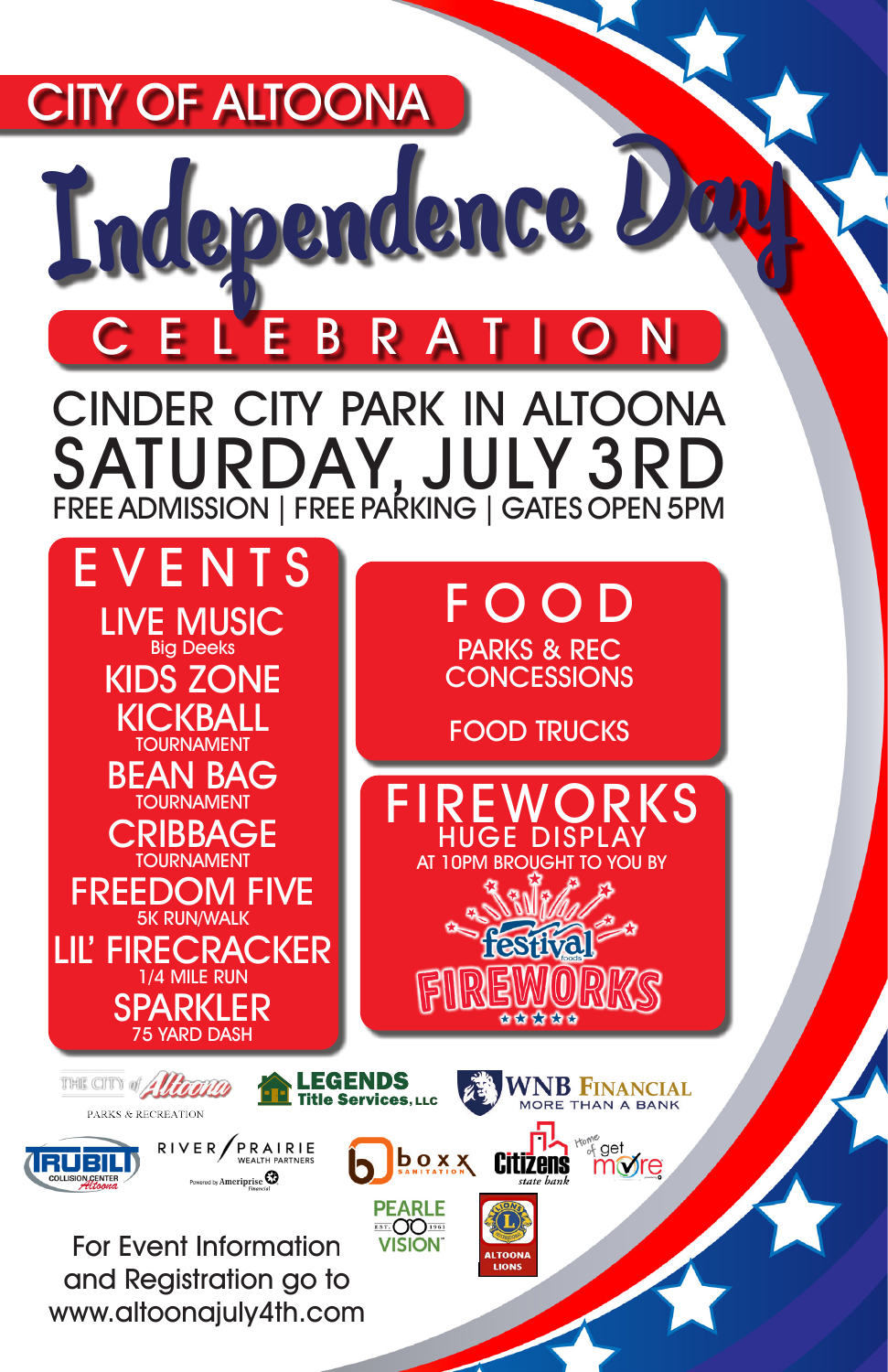CITY OF ALTOONA

# Independence Day

## CELEBRATION

CINDER CITY PARK IN ALTOONA

## SATURDAY, JULY 3RD

FREE ADMISSION | FREE PARKING | GATES OPEN 5PM

## EVENTS

LIVE MUSIC
Big Deeks

KIDS ZONE

KICKBALL
TOURNAMENT

BEAN BAG
TOURNAMENT

CRIBBAGE
TOURNAMENT

FREEDOM FIVE
5K RUN/WALK

LIL' FIRECRACKER
1/4 MILE RUN

SPARKLER
75 YARD DASH

## FOOD

PARKS & REC CONCESSIONS

FOOD TRUCKS

## FIREWORKS

HUGE DISPLAY

AT 10PM BROUGHT TO YOU BY

festival foods FIREWORKS

THE CITY of Altoona PARKS & RECREATION

LEGENDS Title Services, LLC

WNB FINANCIAL MORE THAN A BANK

TRUBILT COLLISION CENTER Altoona

RIVER PRAIRIE WEALTH PARTNERS Powered by Ameriprise Financial

boxx SANITATION

Citizens state bank Home of get more

PEARLE VISION EST. 1961

ALTOONA LIONS

For Event Information and Registration go to www.altoonajuly4th.com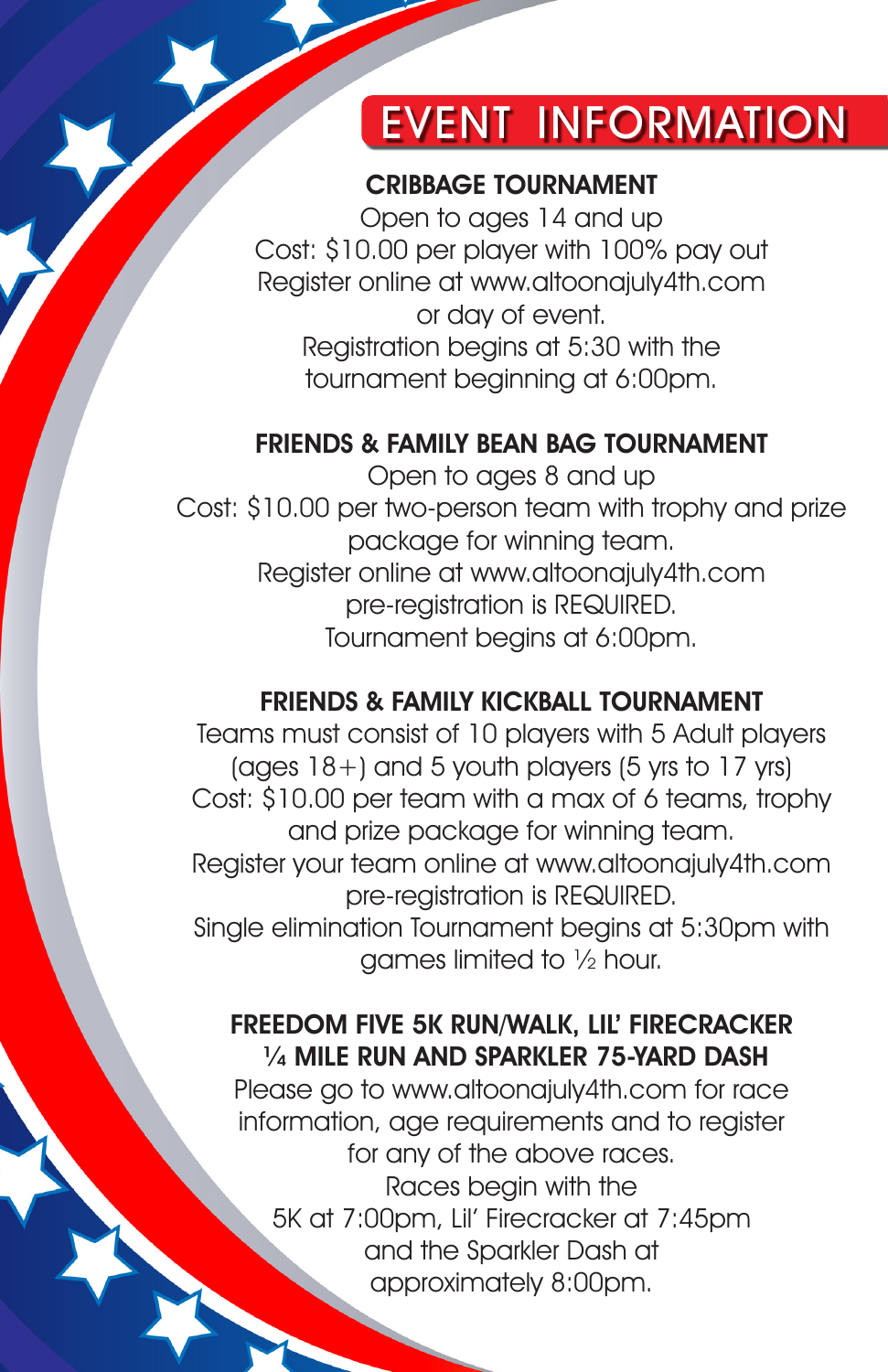# EVENT INFORMATION

## CRIBBAGE TOURNAMENT

Open to ages 14 and up
Cost: $10.00 per player with 100% pay out
Register online at www.altoonajuly4th.com
or day of event.
Registration begins at 5:30 with the
tournament beginning at 6:00pm.

## FRIENDS & FAMILY BEAN BAG TOURNAMENT

Open to ages 8 and up
Cost: $10.00 per two-person team with trophy and prize package for winning team.
Register online at www.altoonajuly4th.com
pre-registration is REQUIRED.
Tournament begins at 6:00pm.

## FRIENDS & FAMILY KICKBALL TOURNAMENT

Teams must consist of 10 players with 5 Adult players (ages 18+) and 5 youth players (5 yrs to 17 yrs)
Cost: $10.00 per team with a max of 6 teams, trophy and prize package for winning team.
Register your team online at www.altoonajuly4th.com
pre-registration is REQUIRED.
Single elimination Tournament begins at 5:30pm with games limited to ½ hour.

## FREEDOM FIVE 5K RUN/WALK, LIL' FIRECRACKER ¼ MILE RUN AND SPARKLER 75-YARD DASH

Please go to www.altoonajuly4th.com for race information, age requirements and to register for any of the above races.
Races begin with the
5K at 7:00pm, Lil' Firecracker at 7:45pm
and the Sparkler Dash at
approximately 8:00pm.